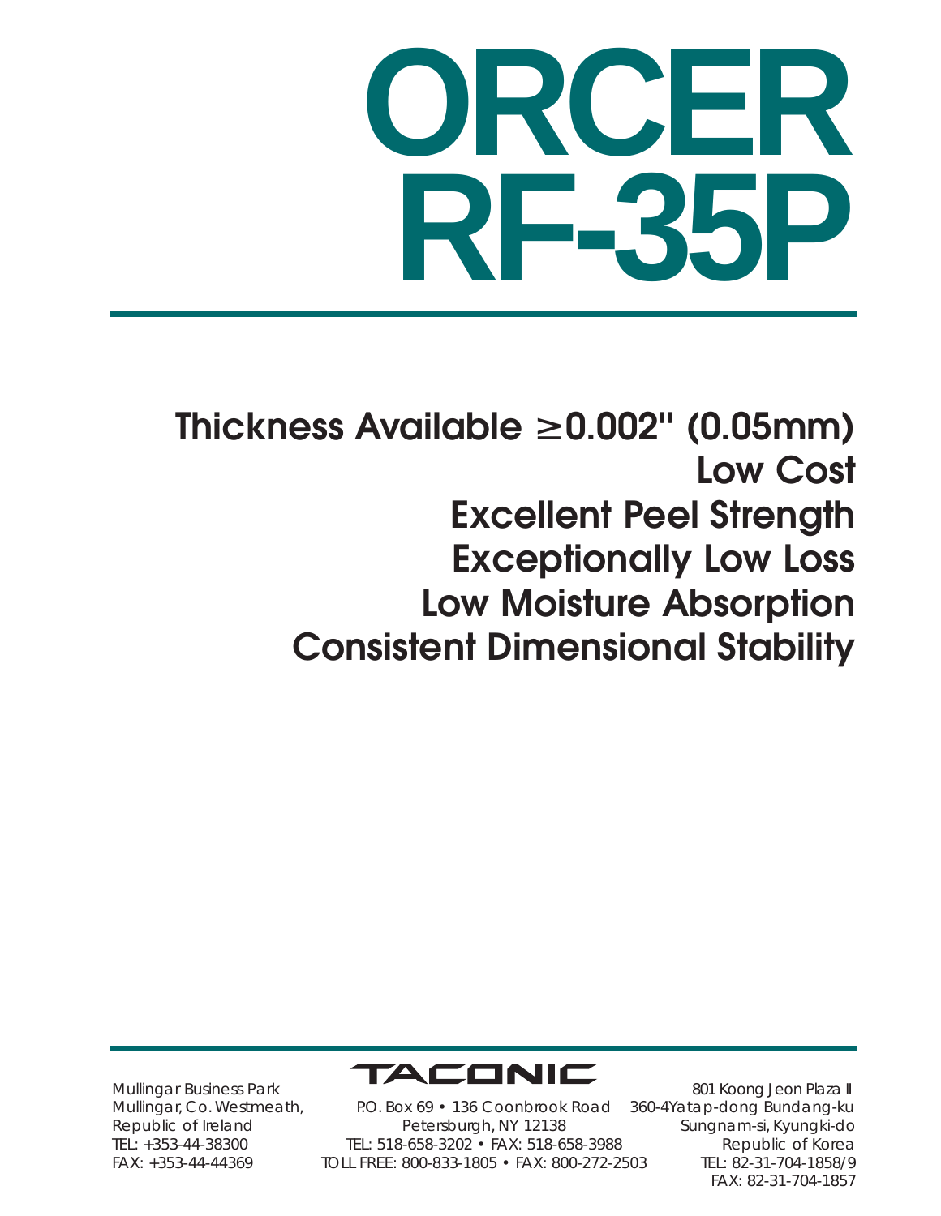# ORCER RF-35P

**Thickness Available ≥0.002" (0.05mm)**
**Low Cost**
**Excellent Peel Strength**
**Exceptionally Low Loss**
**Low Moisture Absorption**
**Consistent Dimensional Stability**

TACONIC

Mullingar Business Park
Mullingar, Co. Westmeath,
Republic of Ireland
TEL: +353-44-38300
FAX: +353-44-44369

P.O. Box 69 • 136 Coonbrook Road
Petersburgh, NY 12138
TEL: 518-658-3202 • FAX: 518-658-3988
TOLL FREE: 800-833-1805 • FAX: 800-272-2503

801 Koong Jeon Plaza II
360-4Yatap-dong Bundang-ku
Sungnam-si, Kyungki-do
Republic of Korea
TEL: 82-31-704-1858/9
FAX: 82-31-704-1857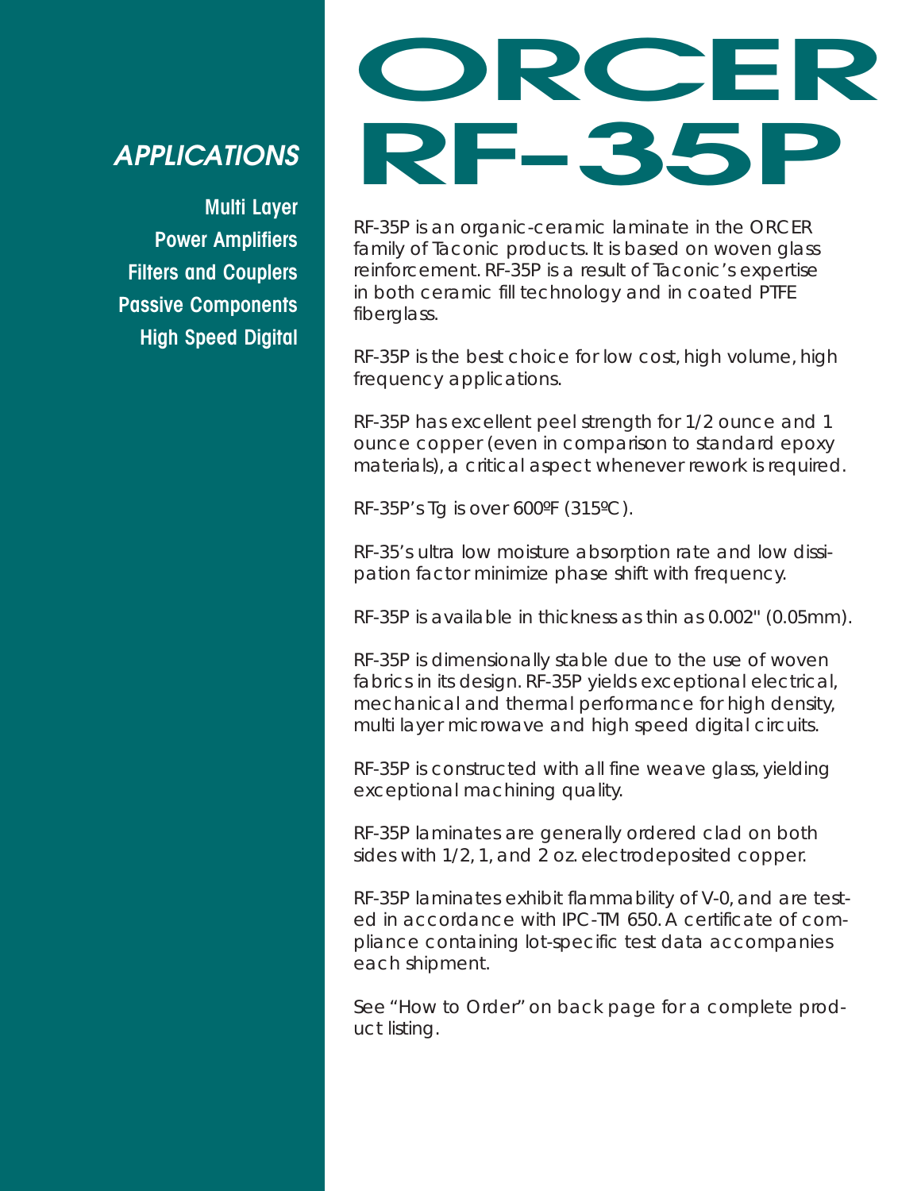# ORCER RF-35P

## APPLICATIONS

**Multi Layer**
**Power Amplifiers**
**Filters and Couplers**
**Passive Components**
**High Speed Digital**

RF-35P is an organic-ceramic laminate in the ORCER family of Taconic products. It is based on woven glass reinforcement. RF-35P is a result of Taconic's expertise in both ceramic fill technology and in coated PTFE fiberglass.

RF-35P is the best choice for low cost, high volume, high frequency applications.

RF-35P has excellent peel strength for 1/2 ounce and 1 ounce copper (even in comparison to standard epoxy materials), a critical aspect whenever rework is required.

RF-35P's Tg is over 600ºF (315ºC).

RF-35's ultra low moisture absorption rate and low dissipation factor minimize phase shift with frequency.

RF-35P is available in thickness as thin as 0.002" (0.05mm).

RF-35P is dimensionally stable due to the use of woven fabrics in its design. RF-35P yields exceptional electrical, mechanical and thermal performance for high density, multi layer microwave and high speed digital circuits.

RF-35P is constructed with all fine weave glass, yielding exceptional machining quality.

RF-35P laminates are generally ordered clad on both sides with 1/2, 1, and 2 oz. electrodeposited copper.

RF-35P laminates exhibit flammability of V-0, and are tested in accordance with IPC-TM 650. A certificate of compliance containing lot-specific test data accompanies each shipment.

See "How to Order" on back page for a complete product listing.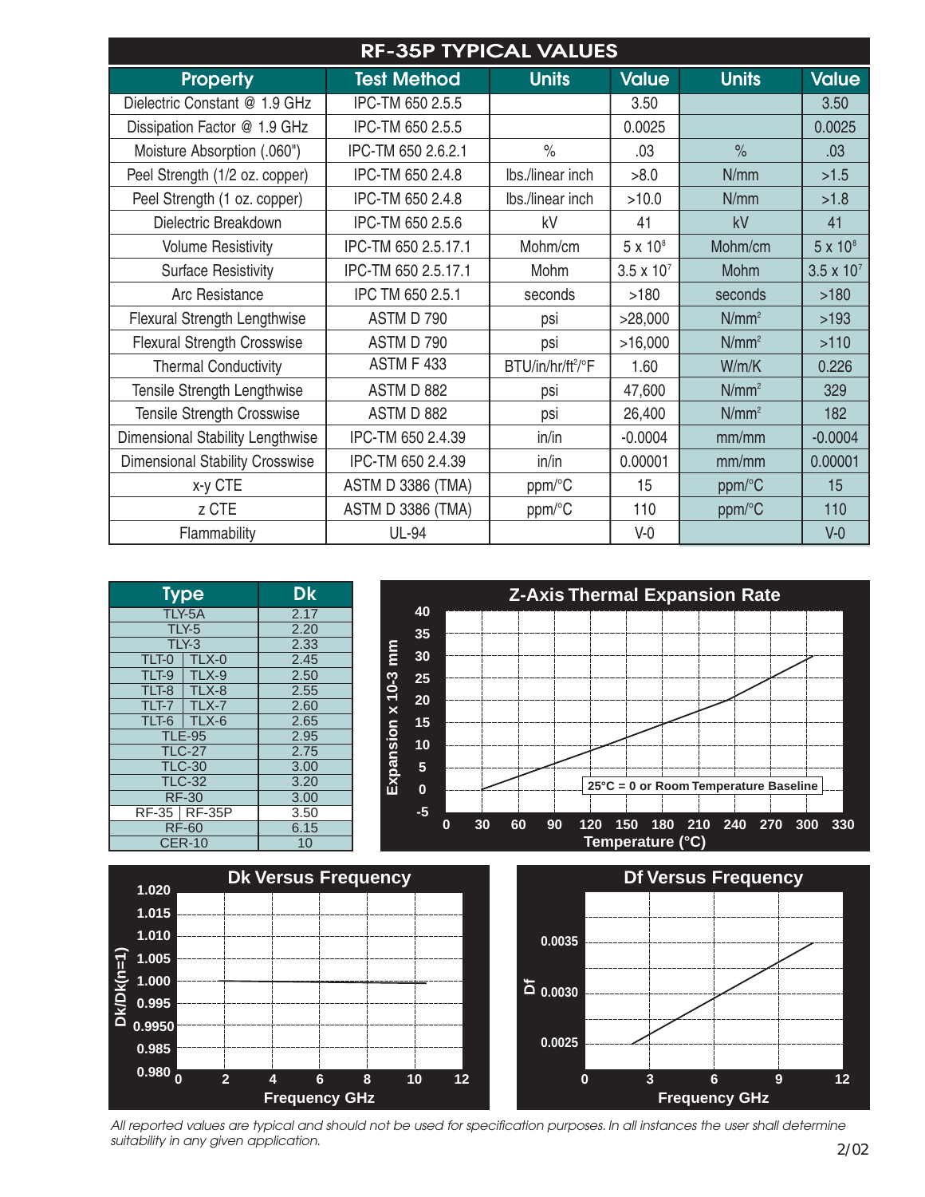## RF-35P TYPICAL VALUES

| Property | Test Method | Units | Value | Units | Value |
|---|---|---|---|---|---|
| Dielectric Constant @ 1.9 GHz | IPC-TM 650 2.5.5 | | 3.50 | | 3.50 |
| Dissipation Factor @ 1.9 GHz | IPC-TM 650 2.5.5 | | 0.0025 | | 0.0025 |
| Moisture Absorption (.060") | IPC-TM 650 2.6.2.1 | % | .03 | % | .03 |
| Peel Strength (1/2 oz. copper) | IPC-TM 650 2.4.8 | lbs./linear inch | >8.0 | N/mm | >1.5 |
| Peel Strength (1 oz. copper) | IPC-TM 650 2.4.8 | lbs./linear inch | >10.0 | N/mm | >1.8 |
| Dielectric Breakdown | IPC-TM 650 2.5.6 | kV | 41 | kV | 41 |
| Volume Resistivity | IPC-TM 650 2.5.17.1 | Mohm/cm | $5 \times 10^8$ | Mohm/cm | $5 \times 10^8$ |
| Surface Resistivity | IPC-TM 650 2.5.17.1 | Mohm | $3.5 \times 10^7$ | Mohm | $3.5 \times 10^7$ |
| Arc Resistance | IPC TM 650 2.5.1 | seconds | >180 | seconds | >180 |
| Flexural Strength Lengthwise | ASTM D 790 | psi | >28,000 | $N/mm^2$ | >193 |
| Flexural Strength Crosswise | ASTM D 790 | psi | >16,000 | $N/mm^2$ | >110 |
| Thermal Conductivity | ASTM F 433 | BTU/in/hr/ft²/°F | 1.60 | W/m/K | 0.226 |
| Tensile Strength Lengthwise | ASTM D 882 | psi | 47,600 | $N/mm^2$ | 329 |
| Tensile Strength Crosswise | ASTM D 882 | psi | 26,400 | $N/mm^2$ | 182 |
| Dimensional Stability Lengthwise | IPC-TM 650 2.4.39 | in/in | -0.0004 | mm/mm | -0.0004 |
| Dimensional Stability Crosswise | IPC-TM 650 2.4.39 | in/in | 0.00001 | mm/mm | 0.00001 |
| x-y CTE | ASTM D 3386 (TMA) | ppm/°C | 15 | ppm/°C | 15 |
| z CTE | ASTM D 3386 (TMA) | ppm/°C | 110 | ppm/°C | 110 |
| Flammability | UL-94 | | V-0 | | V-0 |

| Type | Dk |
|---|---|
| TLY-5A | 2.17 |
| TLY-5 | 2.20 |
| TLY-3 | 2.33 |
| TLT-0 / TLX-0 | 2.45 |
| TLT-9 / TLX-9 | 2.50 |
| TLT-8 / TLX-8 | 2.55 |
| TLT-7 / TLX-7 | 2.60 |
| TLT-6 / TLX-6 | 2.65 |
| TLE-95 | 2.95 |
| TLC-27 | 2.75 |
| TLC-30 | 3.00 |
| TLC-32 | 3.20 |
| RF-30 | 3.00 |
| RF-35 / RF-35P | 3.50 |
| RF-60 | 6.15 |
| CER-10 | 10 |

**Z-Axis Thermal Expansion Rate**

Expansion x 10-3 mm vs. Temperature (°C)

25°C = 0 or Room Temperature Baseline

**Dk Versus Frequency**

Dk/Dk(n=1) vs. Frequency GHz

**Df Versus Frequency**

Df vs. Frequency GHz

*All reported values are typical and should not be used for specification purposes. In all instances the user shall determine suitability in any given application.*

2/02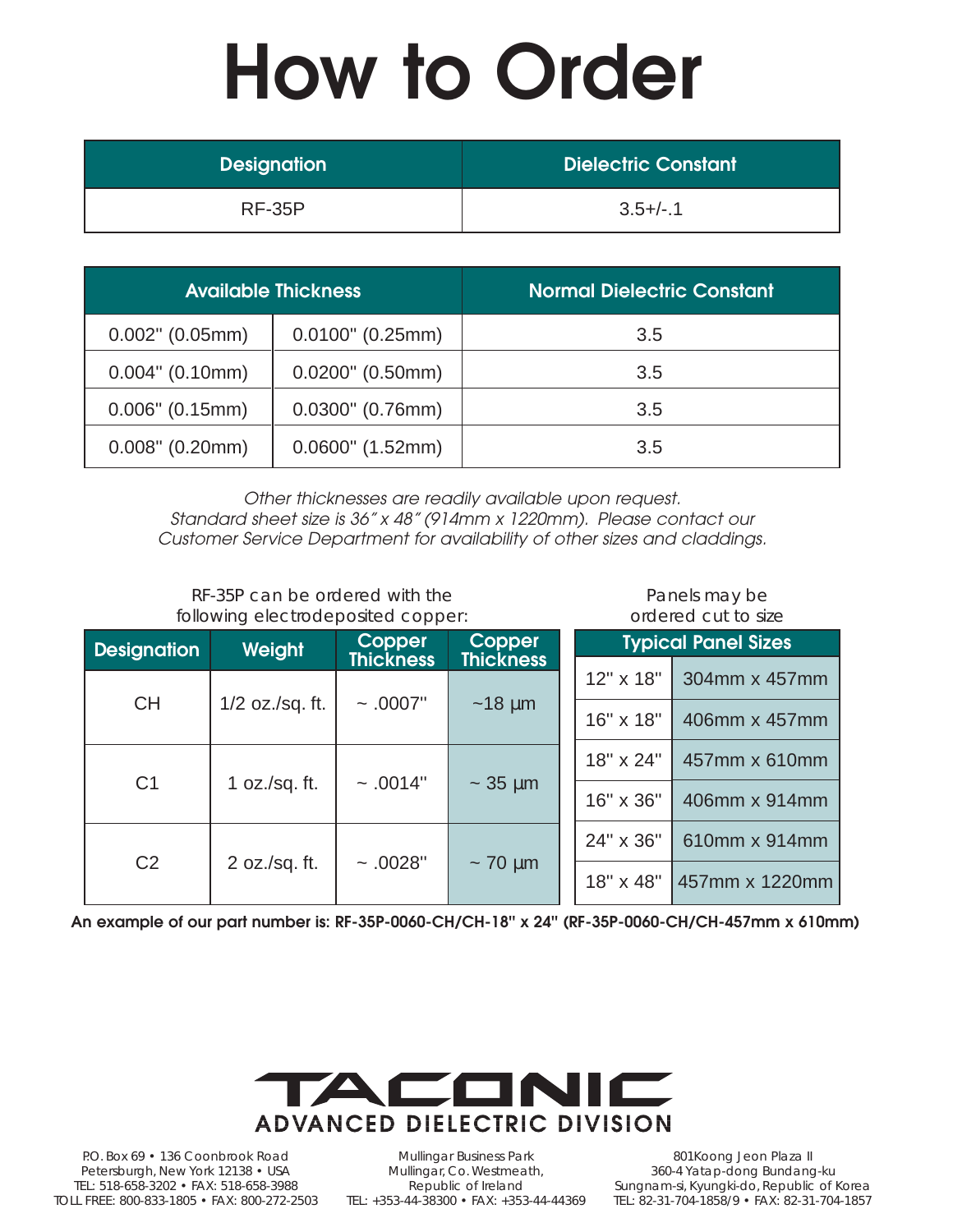# How to Order

| Designation | Dielectric Constant |
|---|---|
| RF-35P | 3.5+/-.1 |

| Available Thickness | | Normal Dielectric Constant |
|---|---|---|
| 0.002" (0.05mm) | 0.0100" (0.25mm) | 3.5 |
| 0.004" (0.10mm) | 0.0200" (0.50mm) | 3.5 |
| 0.006" (0.15mm) | 0.0300" (0.76mm) | 3.5 |
| 0.008" (0.20mm) | 0.0600" (1.52mm) | 3.5 |

*Other thicknesses are readily available upon request.*
*Standard sheet size is 36″ x 48″ (914mm x 1220mm). Please contact our Customer Service Department for availability of other sizes and claddings.*

RF-35P can be ordered with the following electrodeposited copper:

| Designation | Weight | Copper Thickness | Copper Thickness |
|---|---|---|---|
| CH | 1/2 oz./sq. ft. | ~ .0007" | ~18 µm |
| C1 | 1 oz./sq. ft. | ~ .0014" | ~ 35 µm |
| C2 | 2 oz./sq. ft. | ~ .0028" | ~ 70 µm |

Panels may be ordered cut to size

| Typical Panel Sizes | |
|---|---|
| 12" x 18" | 304mm x 457mm |
| 16" x 18" | 406mm x 457mm |
| 18" x 24" | 457mm x 610mm |
| 16" x 36" | 406mm x 914mm |
| 24" x 36" | 610mm x 914mm |
| 18" x 48" | 457mm x 1220mm |

**An example of our part number is: RF-35P-0060-CH/CH-18" x 24" (RF-35P-0060-CH/CH-457mm x 610mm)**

**TACONIC**
**ADVANCED DIELECTRIC DIVISION**

P.O. Box 69 • 136 Coonbrook Road
Petersburgh, New York 12138 • USA
TEL: 518-658-3202 • FAX: 518-658-3988
TOLL FREE: 800-833-1805 • FAX: 800-272-2503

Mullingar Business Park
Mullingar, Co. Westmeath,
Republic of Ireland
TEL: +353-44-38300 • FAX: +353-44-44369

801Koong Jeon Plaza II
360-4 Yatap-dong Bundang-ku
Sungnam-si, Kyungki-do, Republic of Korea
TEL: 82-31-704-1858/9 • FAX: 82-31-704-1857